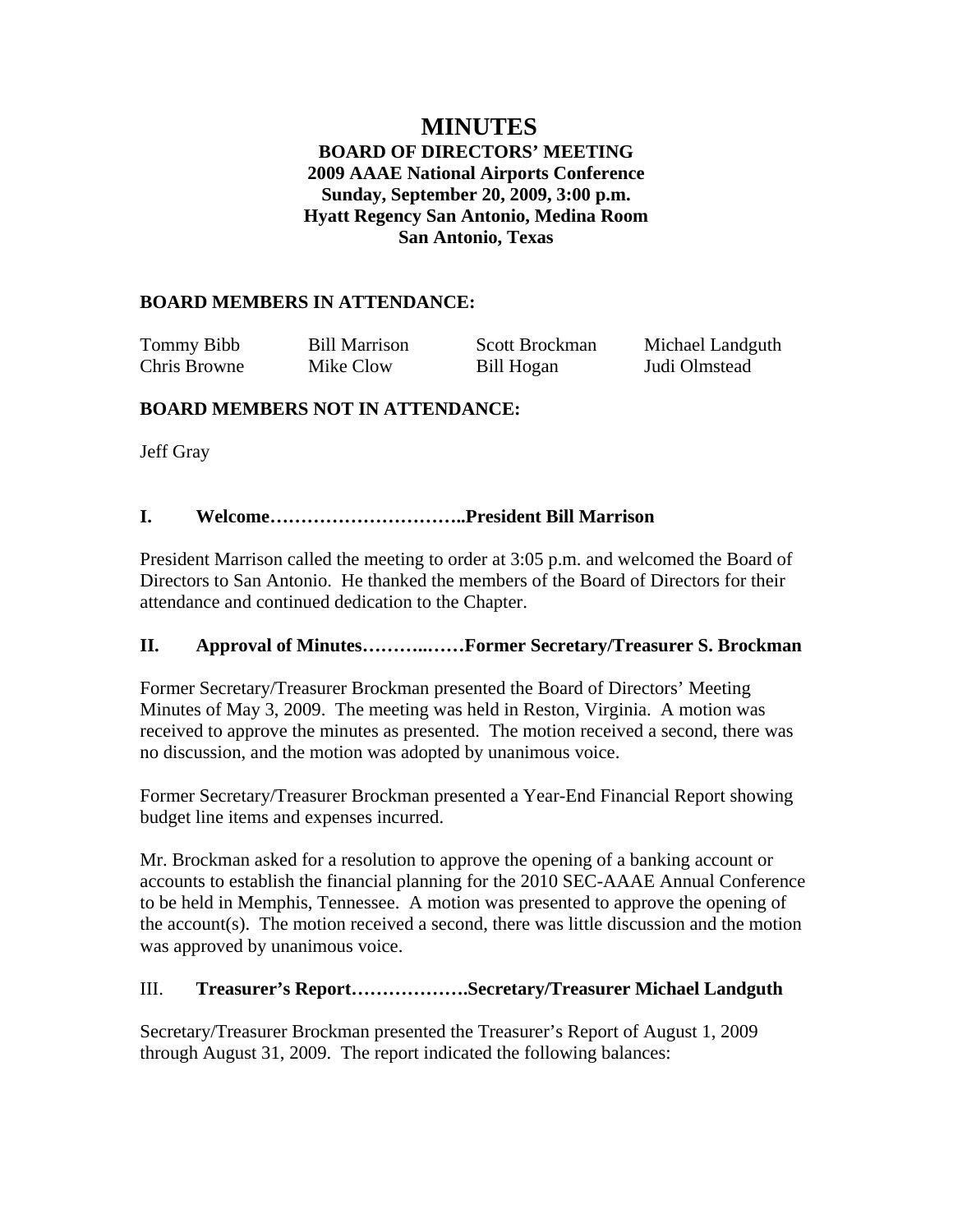# MINUTES

**BOARD OF DIRECTORS' MEETING**
**2009 AAAE National Airports Conference**
**Sunday, September 20, 2009, 3:00 p.m.**
**Hyatt Regency San Antonio, Medina Room**
**San Antonio, Texas**

## BOARD MEMBERS IN ATTENDANCE:

| | | | |
|---|---|---|---|
| Tommy Bibb | Bill Marrison | Scott Brockman | Michael Landguth |
| Chris Browne | Mike Clow | Bill Hogan | Judi Olmstead |

## BOARD MEMBERS NOT IN ATTENDANCE:

Jeff Gray

## I. Welcome…………………………..President Bill Marrison

President Marrison called the meeting to order at 3:05 p.m. and welcomed the Board of Directors to San Antonio. He thanked the members of the Board of Directors for their attendance and continued dedication to the Chapter.

## II. Approval of Minutes………..……Former Secretary/Treasurer S. Brockman

Former Secretary/Treasurer Brockman presented the Board of Directors' Meeting Minutes of May 3, 2009. The meeting was held in Reston, Virginia. A motion was received to approve the minutes as presented. The motion received a second, there was no discussion, and the motion was adopted by unanimous voice.

Former Secretary/Treasurer Brockman presented a Year-End Financial Report showing budget line items and expenses incurred.

Mr. Brockman asked for a resolution to approve the opening of a banking account or accounts to establish the financial planning for the 2010 SEC-AAAE Annual Conference to be held in Memphis, Tennessee. A motion was presented to approve the opening of the account(s). The motion received a second, there was little discussion and the motion was approved by unanimous voice.

## III. **Treasurer's Report……………….Secretary/Treasurer Michael Landguth**

Secretary/Treasurer Brockman presented the Treasurer's Report of August 1, 2009 through August 31, 2009. The report indicated the following balances: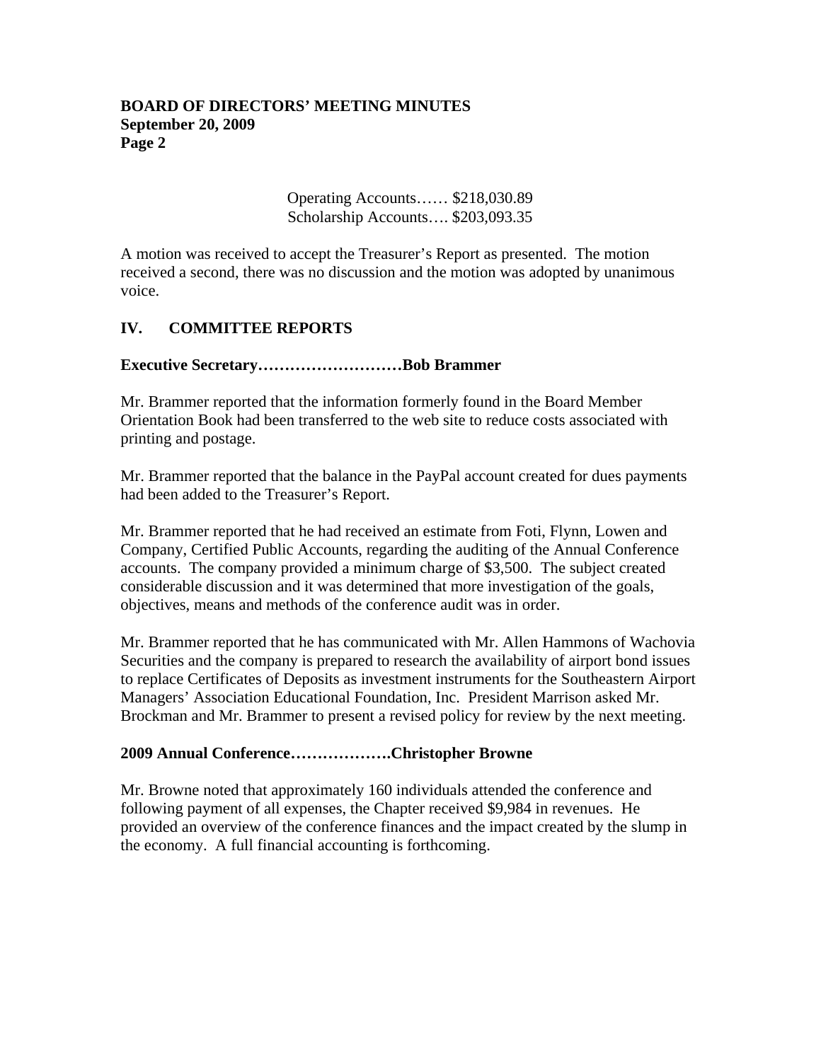Operating Accounts…… $218,030.89
Scholarship Accounts…. $203,093.35

A motion was received to accept the Treasurer's Report as presented. The motion received a second, there was no discussion and the motion was adopted by unanimous voice.

## IV. COMMITTEE REPORTS

**Executive Secretary………………………Bob Brammer**

Mr. Brammer reported that the information formerly found in the Board Member Orientation Book had been transferred to the web site to reduce costs associated with printing and postage.

Mr. Brammer reported that the balance in the PayPal account created for dues payments had been added to the Treasurer's Report.

Mr. Brammer reported that he had received an estimate from Foti, Flynn, Lowen and Company, Certified Public Accounts, regarding the auditing of the Annual Conference accounts. The company provided a minimum charge of $3,500. The subject created considerable discussion and it was determined that more investigation of the goals, objectives, means and methods of the conference audit was in order.

Mr. Brammer reported that he has communicated with Mr. Allen Hammons of Wachovia Securities and the company is prepared to research the availability of airport bond issues to replace Certificates of Deposits as investment instruments for the Southeastern Airport Managers' Association Educational Foundation, Inc. President Marrison asked Mr. Brockman and Mr. Brammer to present a revised policy for review by the next meeting.

**2009 Annual Conference……………….Christopher Browne**

Mr. Browne noted that approximately 160 individuals attended the conference and following payment of all expenses, the Chapter received $9,984 in revenues. He provided an overview of the conference finances and the impact created by the slump in the economy. A full financial accounting is forthcoming.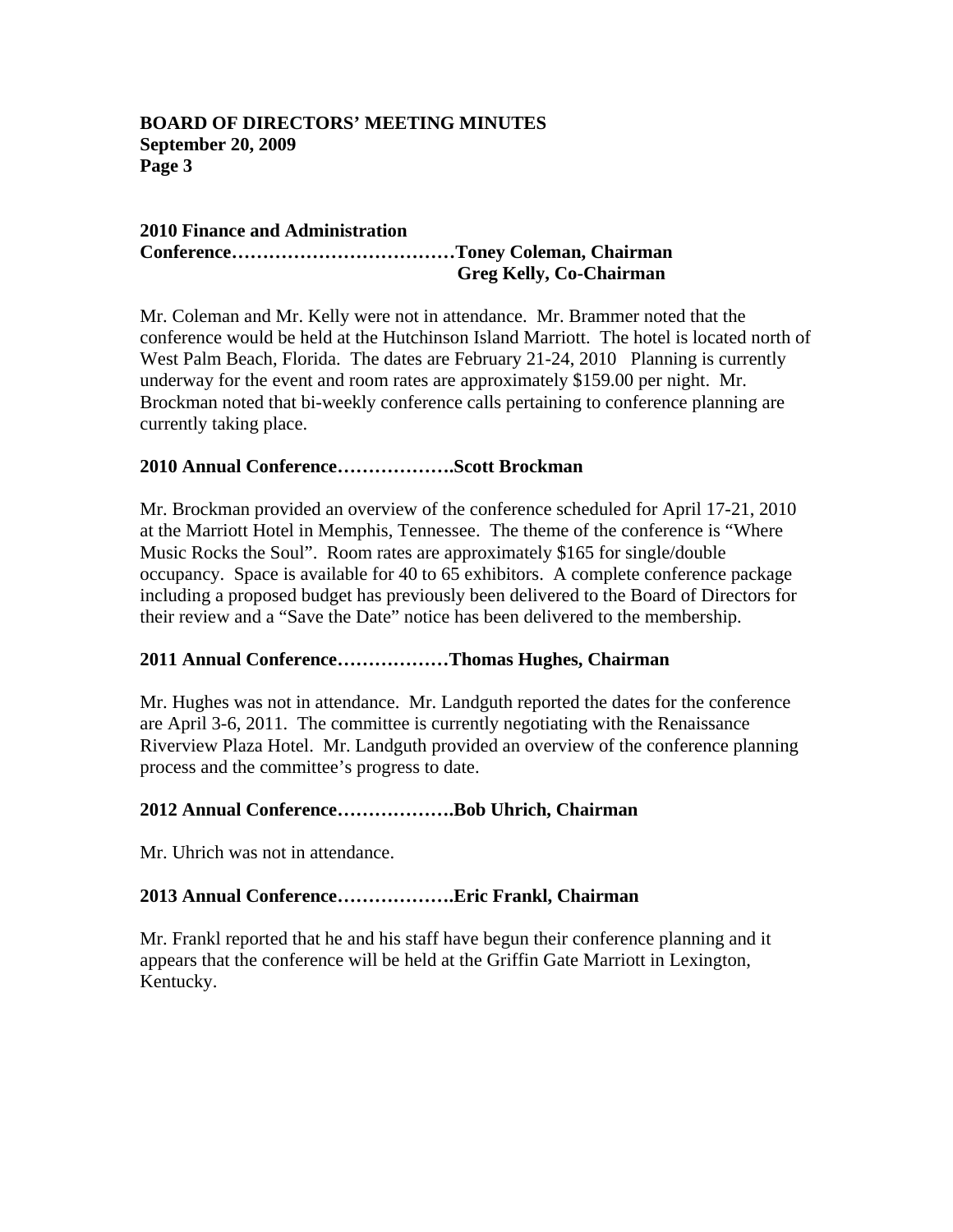**2010 Finance and Administration Conference………………………………Toney Coleman, Chairman**
**Greg Kelly, Co-Chairman**

Mr. Coleman and Mr. Kelly were not in attendance. Mr. Brammer noted that the conference would be held at the Hutchinson Island Marriott. The hotel is located north of West Palm Beach, Florida. The dates are February 21-24, 2010 Planning is currently underway for the event and room rates are approximately $159.00 per night. Mr. Brockman noted that bi-weekly conference calls pertaining to conference planning are currently taking place.

**2010 Annual Conference……………….Scott Brockman**

Mr. Brockman provided an overview of the conference scheduled for April 17-21, 2010 at the Marriott Hotel in Memphis, Tennessee. The theme of the conference is "Where Music Rocks the Soul". Room rates are approximately $165 for single/double occupancy. Space is available for 40 to 65 exhibitors. A complete conference package including a proposed budget has previously been delivered to the Board of Directors for their review and a "Save the Date" notice has been delivered to the membership.

**2011 Annual Conference………………Thomas Hughes, Chairman**

Mr. Hughes was not in attendance. Mr. Landguth reported the dates for the conference are April 3-6, 2011. The committee is currently negotiating with the Renaissance Riverview Plaza Hotel. Mr. Landguth provided an overview of the conference planning process and the committee's progress to date.

**2012 Annual Conference……………….Bob Uhrich, Chairman**

Mr. Uhrich was not in attendance.

**2013 Annual Conference……………….Eric Frankl, Chairman**

Mr. Frankl reported that he and his staff have begun their conference planning and it appears that the conference will be held at the Griffin Gate Marriott in Lexington, Kentucky.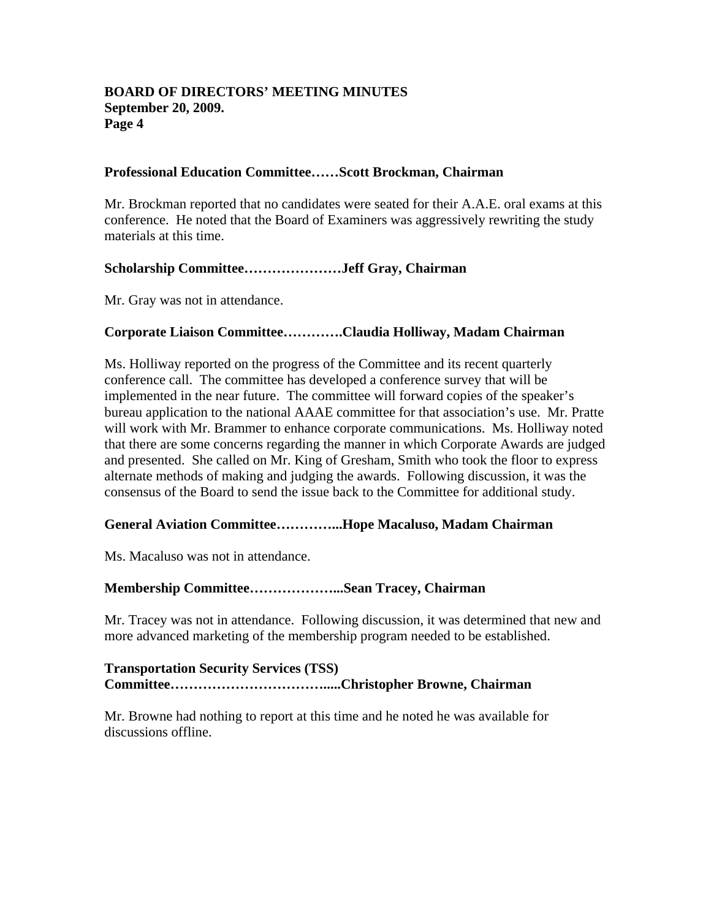**Professional Education Committee……Scott Brockman, Chairman**

Mr. Brockman reported that no candidates were seated for their A.A.E. oral exams at this conference. He noted that the Board of Examiners was aggressively rewriting the study materials at this time.

**Scholarship Committee…………………Jeff Gray, Chairman**

Mr. Gray was not in attendance.

**Corporate Liaison Committee………….Claudia Holliway, Madam Chairman**

Ms. Holliway reported on the progress of the Committee and its recent quarterly conference call. The committee has developed a conference survey that will be implemented in the near future. The committee will forward copies of the speaker's bureau application to the national AAAE committee for that association's use. Mr. Pratte will work with Mr. Brammer to enhance corporate communications. Ms. Holliway noted that there are some concerns regarding the manner in which Corporate Awards are judged and presented. She called on Mr. King of Gresham, Smith who took the floor to express alternate methods of making and judging the awards. Following discussion, it was the consensus of the Board to send the issue back to the Committee for additional study.

**General Aviation Committee…………...Hope Macaluso, Madam Chairman**

Ms. Macaluso was not in attendance.

**Membership Committee………………...Sean Tracey, Chairman**

Mr. Tracey was not in attendance. Following discussion, it was determined that new and more advanced marketing of the membership program needed to be established.

**Transportation Security Services (TSS) Committee…………………………….....Christopher Browne, Chairman**

Mr. Browne had nothing to report at this time and he noted he was available for discussions offline.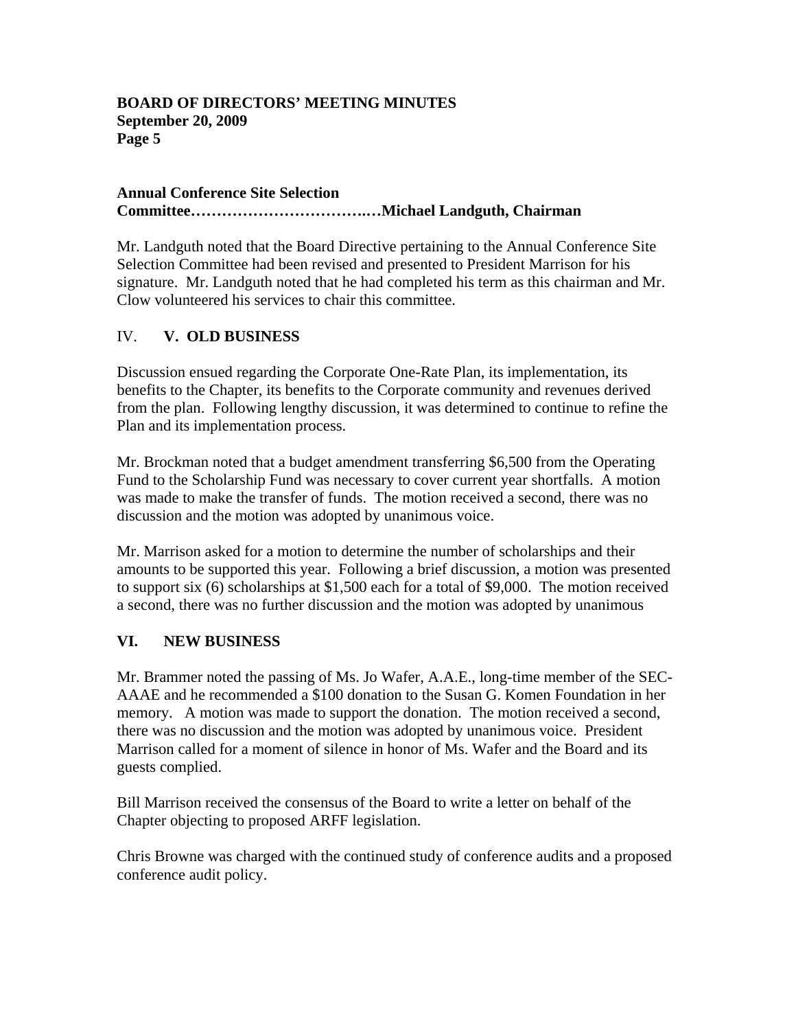**Annual Conference Site Selection Committee…………………………….…Michael Landguth, Chairman**

Mr. Landguth noted that the Board Directive pertaining to the Annual Conference Site Selection Committee had been revised and presented to President Marrison for his signature. Mr. Landguth noted that he had completed his term as this chairman and Mr. Clow volunteered his services to chair this committee.

## IV. V. OLD BUSINESS

Discussion ensued regarding the Corporate One-Rate Plan, its implementation, its benefits to the Chapter, its benefits to the Corporate community and revenues derived from the plan. Following lengthy discussion, it was determined to continue to refine the Plan and its implementation process.

Mr. Brockman noted that a budget amendment transferring $6,500 from the Operating Fund to the Scholarship Fund was necessary to cover current year shortfalls. A motion was made to make the transfer of funds. The motion received a second, there was no discussion and the motion was adopted by unanimous voice.

Mr. Marrison asked for a motion to determine the number of scholarships and their amounts to be supported this year. Following a brief discussion, a motion was presented to support six (6) scholarships at $1,500 each for a total of $9,000. The motion received a second, there was no further discussion and the motion was adopted by unanimous

## VI. NEW BUSINESS

Mr. Brammer noted the passing of Ms. Jo Wafer, A.A.E., long-time member of the SEC-AAAE and he recommended a $100 donation to the Susan G. Komen Foundation in her memory. A motion was made to support the donation. The motion received a second, there was no discussion and the motion was adopted by unanimous voice. President Marrison called for a moment of silence in honor of Ms. Wafer and the Board and its guests complied.

Bill Marrison received the consensus of the Board to write a letter on behalf of the Chapter objecting to proposed ARFF legislation.

Chris Browne was charged with the continued study of conference audits and a proposed conference audit policy.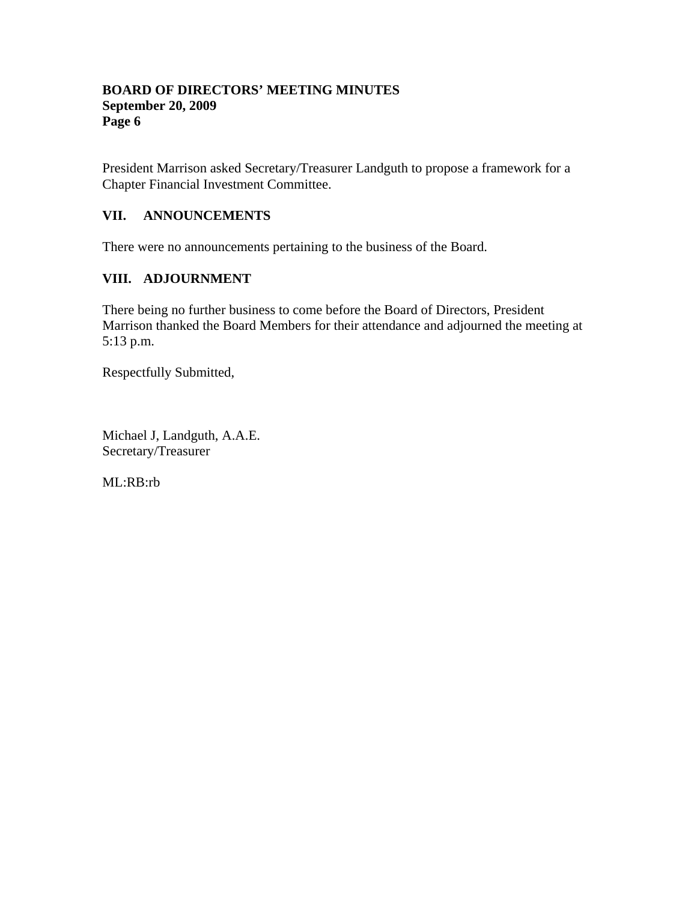President Marrison asked Secretary/Treasurer Landguth to propose a framework for a Chapter Financial Investment Committee.

## VII. ANNOUNCEMENTS

There were no announcements pertaining to the business of the Board.

## VIII. ADJOURNMENT

There being no further business to come before the Board of Directors, President Marrison thanked the Board Members for their attendance and adjourned the meeting at 5:13 p.m.

Respectfully Submitted,

Michael J, Landguth, A.A.E.
Secretary/Treasurer

ML:RB:rb